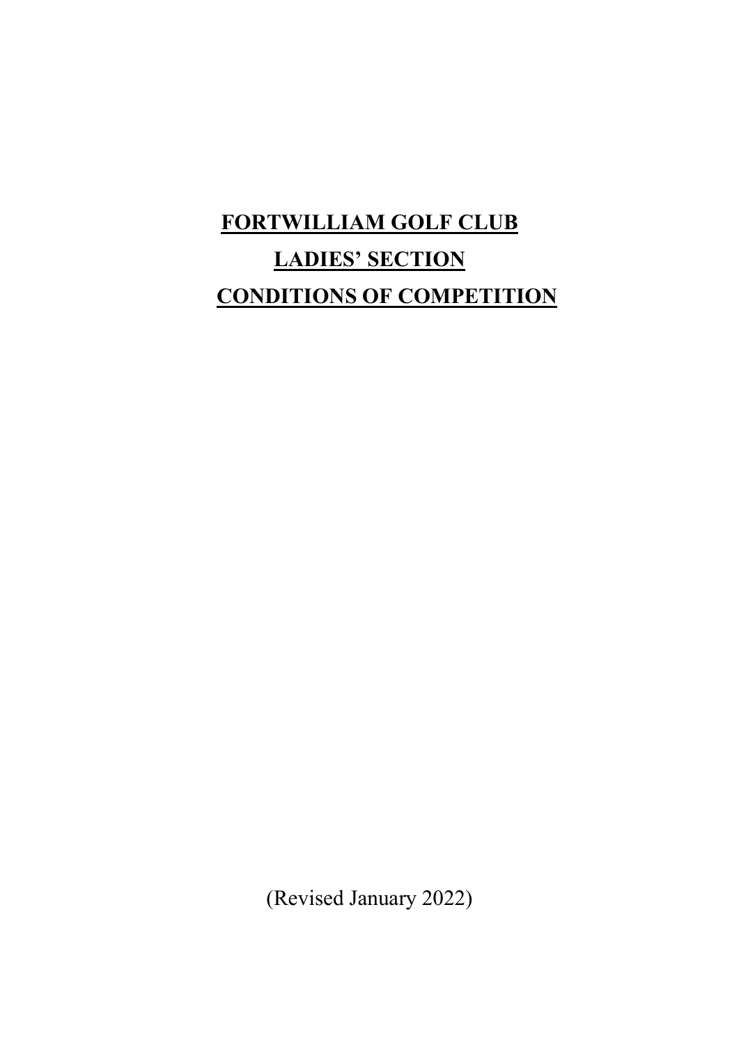# FORTWILLIAM GOLF CLUB

## LADIES' SECTION

## CONDITIONS OF COMPETITION

(Revised January 2022)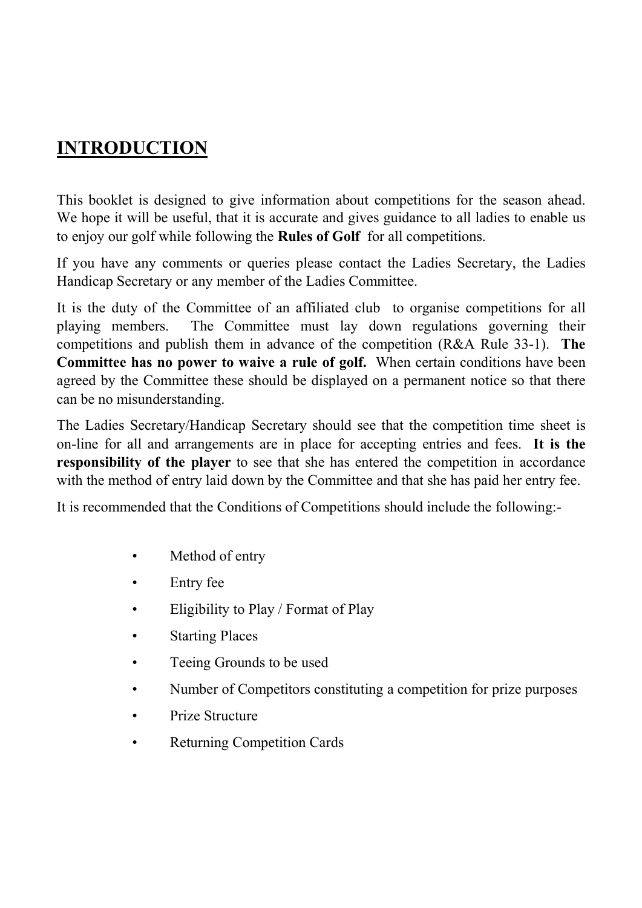# INTRODUCTION

This booklet is designed to give information about competitions for the season ahead. We hope it will be useful, that it is accurate and gives guidance to all ladies to enable us to enjoy our golf while following the **Rules of Golf** for all competitions.

If you have any comments or queries please contact the Ladies Secretary, the Ladies Handicap Secretary or any member of the Ladies Committee.

It is the duty of the Committee of an affiliated club to organise competitions for all playing members. The Committee must lay down regulations governing their competitions and publish them in advance of the competition (R&A Rule 33-1). **The Committee has no power to waive a rule of golf.** When certain conditions have been agreed by the Committee these should be displayed on a permanent notice so that there can be no misunderstanding.

The Ladies Secretary/Handicap Secretary should see that the competition time sheet is on-line for all and arrangements are in place for accepting entries and fees. **It is the responsibility of the player** to see that she has entered the competition in accordance with the method of entry laid down by the Committee and that she has paid her entry fee.

It is recommended that the Conditions of Competitions should include the following:-

- Method of entry
- Entry fee
- Eligibility to Play / Format of Play
- Starting Places
- Teeing Grounds to be used
- Number of Competitors constituting a competition for prize purposes
- Prize Structure
- Returning Competition Cards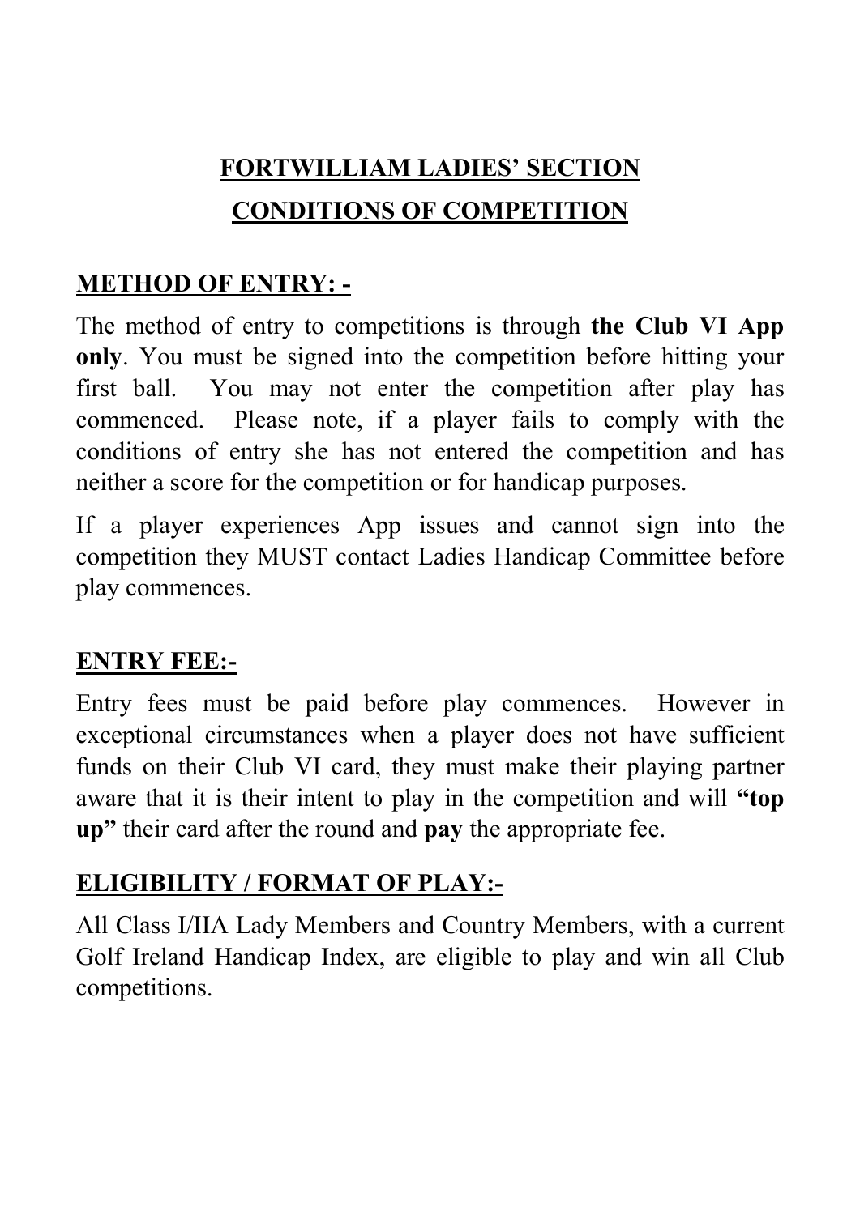# FORTWILLIAM LADIES' SECTION

# CONDITIONS OF COMPETITION

## METHOD OF ENTRY: -

The method of entry to competitions is through **the Club VI App only**. You must be signed into the competition before hitting your first ball. You may not enter the competition after play has commenced. Please note, if a player fails to comply with the conditions of entry she has not entered the competition and has neither a score for the competition or for handicap purposes.

If a player experiences App issues and cannot sign into the competition they MUST contact Ladies Handicap Committee before play commences.

## ENTRY FEE:-

Entry fees must be paid before play commences. However in exceptional circumstances when a player does not have sufficient funds on their Club VI card, they must make their playing partner aware that it is their intent to play in the competition and will **"top up"** their card after the round and **pay** the appropriate fee.

## ELIGIBILITY / FORMAT OF PLAY:-

All Class I/IIA Lady Members and Country Members, with a current Golf Ireland Handicap Index, are eligible to play and win all Club competitions.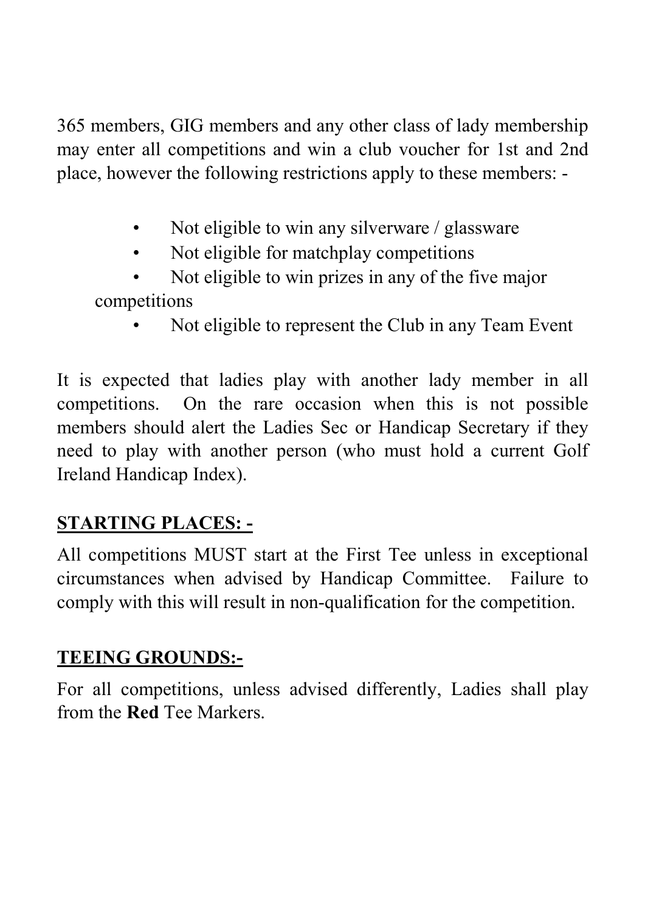365 members, GIG members and any other class of lady membership may enter all competitions and win a club voucher for 1st and 2nd place, however the following restrictions apply to these members: -

- Not eligible to win any silverware / glassware
- Not eligible for matchplay competitions
- Not eligible to win prizes in any of the five major competitions
- Not eligible to represent the Club in any Team Event

It is expected that ladies play with another lady member in all competitions. On the rare occasion when this is not possible members should alert the Ladies Sec or Handicap Secretary if they need to play with another person (who must hold a current Golf Ireland Handicap Index).

## STARTING PLACES: -

All competitions MUST start at the First Tee unless in exceptional circumstances when advised by Handicap Committee. Failure to comply with this will result in non-qualification for the competition.

## TEEING GROUNDS:-

For all competitions, unless advised differently, Ladies shall play from the **Red** Tee Markers.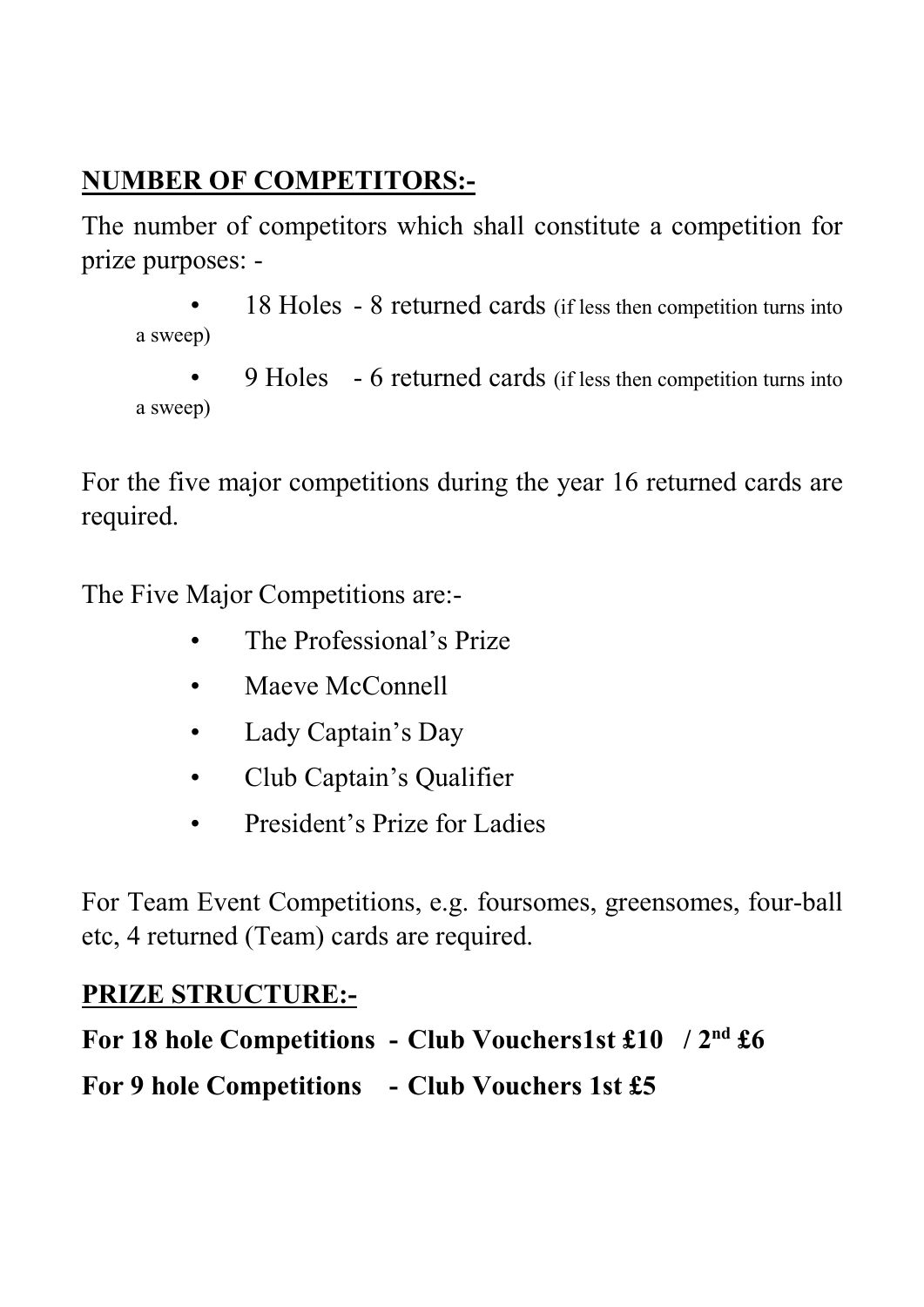**NUMBER OF COMPETITORS:-**

The number of competitors which shall constitute a competition for prize purposes: -

- 18 Holes - 8 returned cards (if less then competition turns into a sweep)
- 9 Holes - 6 returned cards (if less then competition turns into a sweep)

For the five major competitions during the year 16 returned cards are required.

The Five Major Competitions are:-

- The Professional's Prize
- Maeve McConnell
- Lady Captain's Day
- Club Captain's Qualifier
- President's Prize for Ladies

For Team Event Competitions, e.g. foursomes, greensomes, four-ball etc, 4 returned (Team) cards are required.

**PRIZE STRUCTURE:-**

**For 18 hole Competitions - Club Vouchers1st £10 / 2nd £6**

**For 9 hole Competitions - Club Vouchers 1st £5**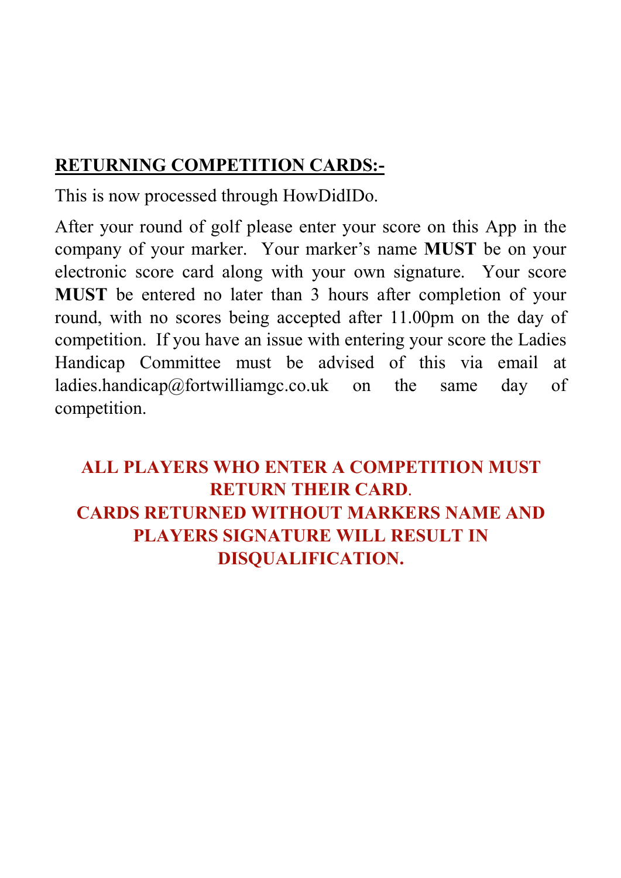## **RETURNING COMPETITION CARDS:-**

This is now processed through HowDidIDo.

After your round of golf please enter your score on this App in the company of your marker. Your marker's name **MUST** be on your electronic score card along with your own signature. Your score **MUST** be entered no later than 3 hours after completion of your round, with no scores being accepted after 11.00pm on the day of competition. If you have an issue with entering your score the Ladies Handicap Committee must be advised of this via email at ladies.handicap@fortwilliamgc.co.uk on the same day of competition.

**ALL PLAYERS WHO ENTER A COMPETITION MUST RETURN THEIR CARD.**
**CARDS RETURNED WITHOUT MARKERS NAME AND PLAYERS SIGNATURE WILL RESULT IN DISQUALIFICATION.**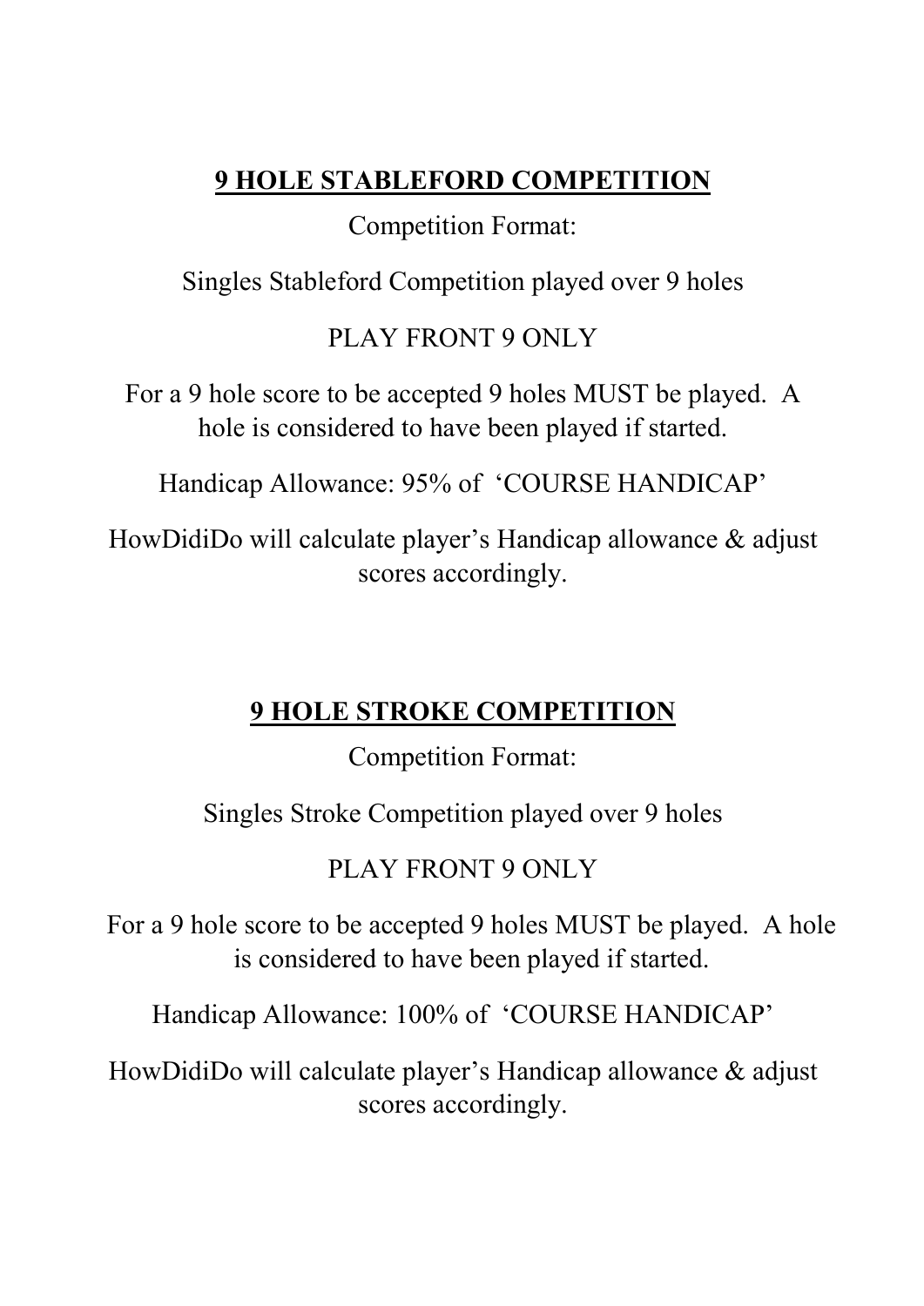## **9 HOLE STABLEFORD COMPETITION**

Competition Format:

Singles Stableford Competition played over 9 holes

PLAY FRONT 9 ONLY

For a 9 hole score to be accepted 9 holes MUST be played. A hole is considered to have been played if started.

Handicap Allowance: 95% of 'COURSE HANDICAP'

HowDidiDo will calculate player's Handicap allowance & adjust scores accordingly.

## **9 HOLE STROKE COMPETITION**

Competition Format:

Singles Stroke Competition played over 9 holes

PLAY FRONT 9 ONLY

For a 9 hole score to be accepted 9 holes MUST be played. A hole is considered to have been played if started.

Handicap Allowance: 100% of 'COURSE HANDICAP'

HowDidiDo will calculate player's Handicap allowance & adjust scores accordingly.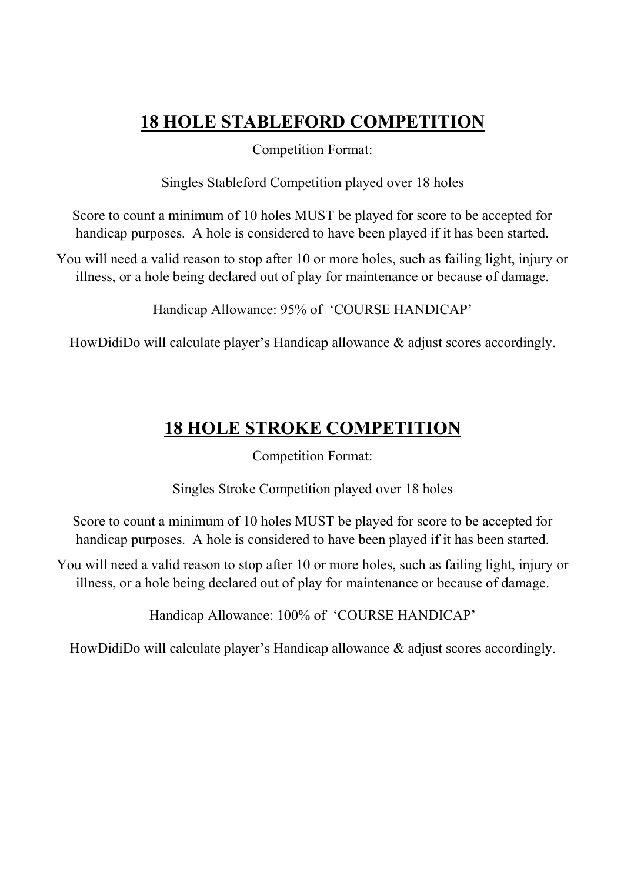## **18 HOLE STABLEFORD COMPETITION**

Competition Format:

Singles Stableford Competition played over 18 holes

Score to count a minimum of 10 holes MUST be played for score to be accepted for handicap purposes. A hole is considered to have been played if it has been started.

You will need a valid reason to stop after 10 or more holes, such as failing light, injury or illness, or a hole being declared out of play for maintenance or because of damage.

Handicap Allowance: 95% of 'COURSE HANDICAP'

HowDidiDo will calculate player's Handicap allowance & adjust scores accordingly.

## **18 HOLE STROKE COMPETITION**

Competition Format:

Singles Stroke Competition played over 18 holes

Score to count a minimum of 10 holes MUST be played for score to be accepted for handicap purposes. A hole is considered to have been played if it has been started.

You will need a valid reason to stop after 10 or more holes, such as failing light, injury or illness, or a hole being declared out of play for maintenance or because of damage.

Handicap Allowance: 100% of 'COURSE HANDICAP'

HowDidiDo will calculate player's Handicap allowance & adjust scores accordingly.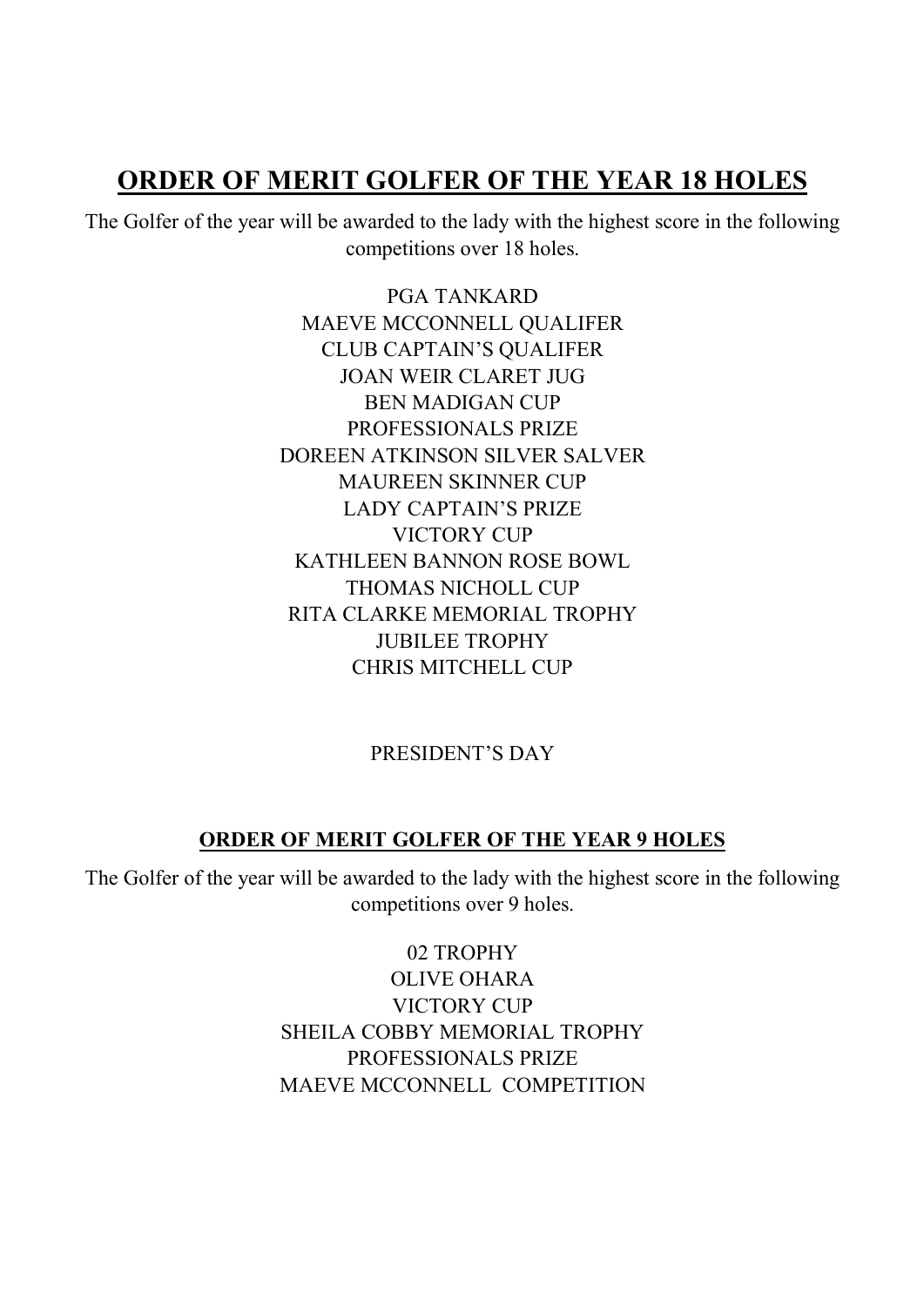# ORDER OF MERIT GOLFER OF THE YEAR 18 HOLES

The Golfer of the year will be awarded to the lady with the highest score in the following competitions over 18 holes.

PGA TANKARD
MAEVE MCCONNELL QUALIFER
CLUB CAPTAIN'S QUALIFER
JOAN WEIR CLARET JUG
BEN MADIGAN CUP
PROFESSIONALS PRIZE
DOREEN ATKINSON SILVER SALVER
MAUREEN SKINNER CUP
LADY CAPTAIN'S PRIZE
VICTORY CUP
KATHLEEN BANNON ROSE BOWL
THOMAS NICHOLL CUP
RITA CLARKE MEMORIAL TROPHY
JUBILEE TROPHY
CHRIS MITCHELL CUP

PRESIDENT'S DAY

## ORDER OF MERIT GOLFER OF THE YEAR 9 HOLES

The Golfer of the year will be awarded to the lady with the highest score in the following competitions over 9 holes.

02 TROPHY
OLIVE OHARA
VICTORY CUP
SHEILA COBBY MEMORIAL TROPHY
PROFESSIONALS PRIZE
MAEVE MCCONNELL COMPETITION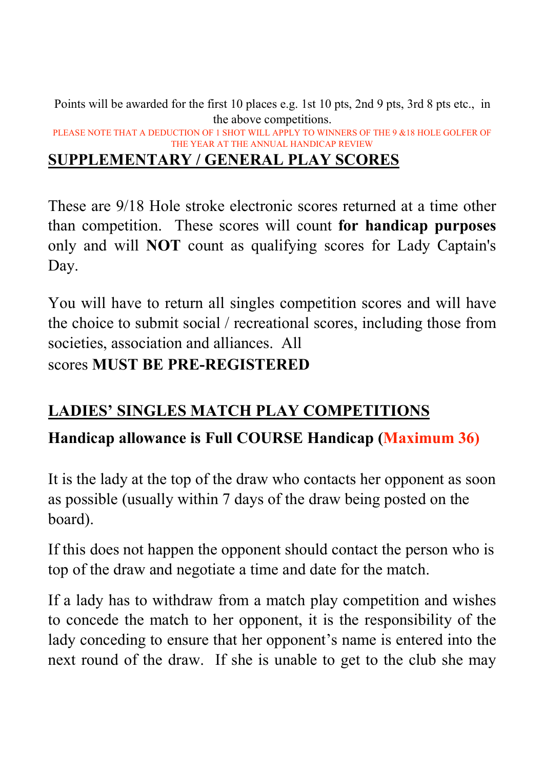Points will be awarded for the first 10 places e.g. 1st 10 pts, 2nd 9 pts, 3rd 8 pts etc., in the above competitions.

PLEASE NOTE THAT A DEDUCTION OF 1 SHOT WILL APPLY TO WINNERS OF THE 9 &18 HOLE GOLFER OF THE YEAR AT THE ANNUAL HANDICAP REVIEW

## SUPPLEMENTARY / GENERAL PLAY SCORES

These are 9/18 Hole stroke electronic scores returned at a time other than competition. These scores will count **for handicap purposes** only and will **NOT** count as qualifying scores for Lady Captain's Day.

You will have to return all singles competition scores and will have the choice to submit social / recreational scores, including those from societies, association and alliances. All scores **MUST BE PRE-REGISTERED**

## LADIES' SINGLES MATCH PLAY COMPETITIONS

**Handicap allowance is Full COURSE Handicap (Maximum 36)**

It is the lady at the top of the draw who contacts her opponent as soon as possible (usually within 7 days of the draw being posted on the board).

If this does not happen the opponent should contact the person who is top of the draw and negotiate a time and date for the match.

If a lady has to withdraw from a match play competition and wishes to concede the match to her opponent, it is the responsibility of the lady conceding to ensure that her opponent's name is entered into the next round of the draw. If she is unable to get to the club she may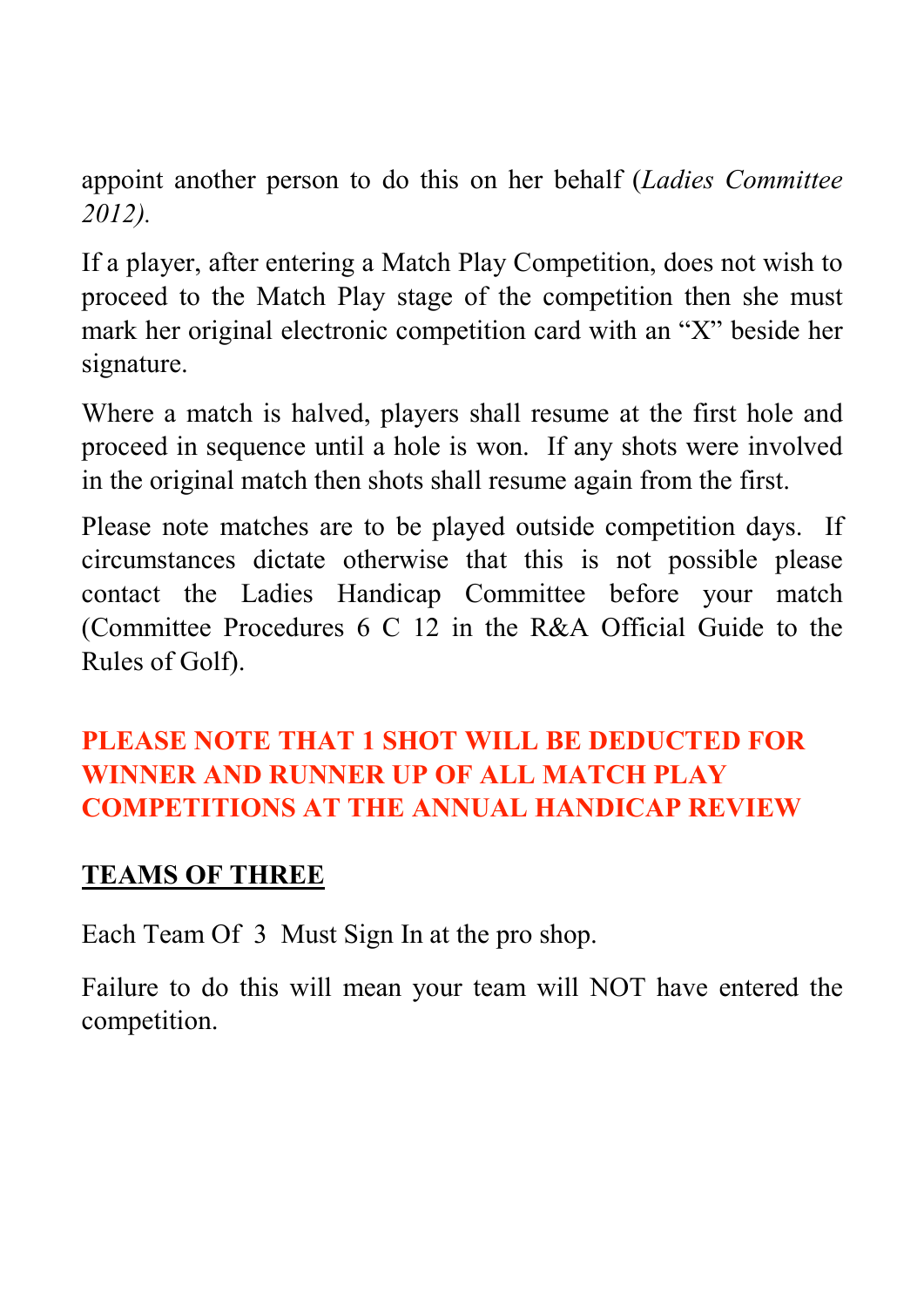appoint another person to do this on her behalf (*Ladies Committee 2012).*

If a player, after entering a Match Play Competition, does not wish to proceed to the Match Play stage of the competition then she must mark her original electronic competition card with an "X" beside her signature.

Where a match is halved, players shall resume at the first hole and proceed in sequence until a hole is won. If any shots were involved in the original match then shots shall resume again from the first.

Please note matches are to be played outside competition days. If circumstances dictate otherwise that this is not possible please contact the Ladies Handicap Committee before your match (Committee Procedures 6 C 12 in the R&A Official Guide to the Rules of Golf).

**PLEASE NOTE THAT 1 SHOT WILL BE DEDUCTED FOR WINNER AND RUNNER UP OF ALL MATCH PLAY COMPETITIONS AT THE ANNUAL HANDICAP REVIEW**

## TEAMS OF THREE

Each Team Of 3 Must Sign In at the pro shop.

Failure to do this will mean your team will NOT have entered the competition.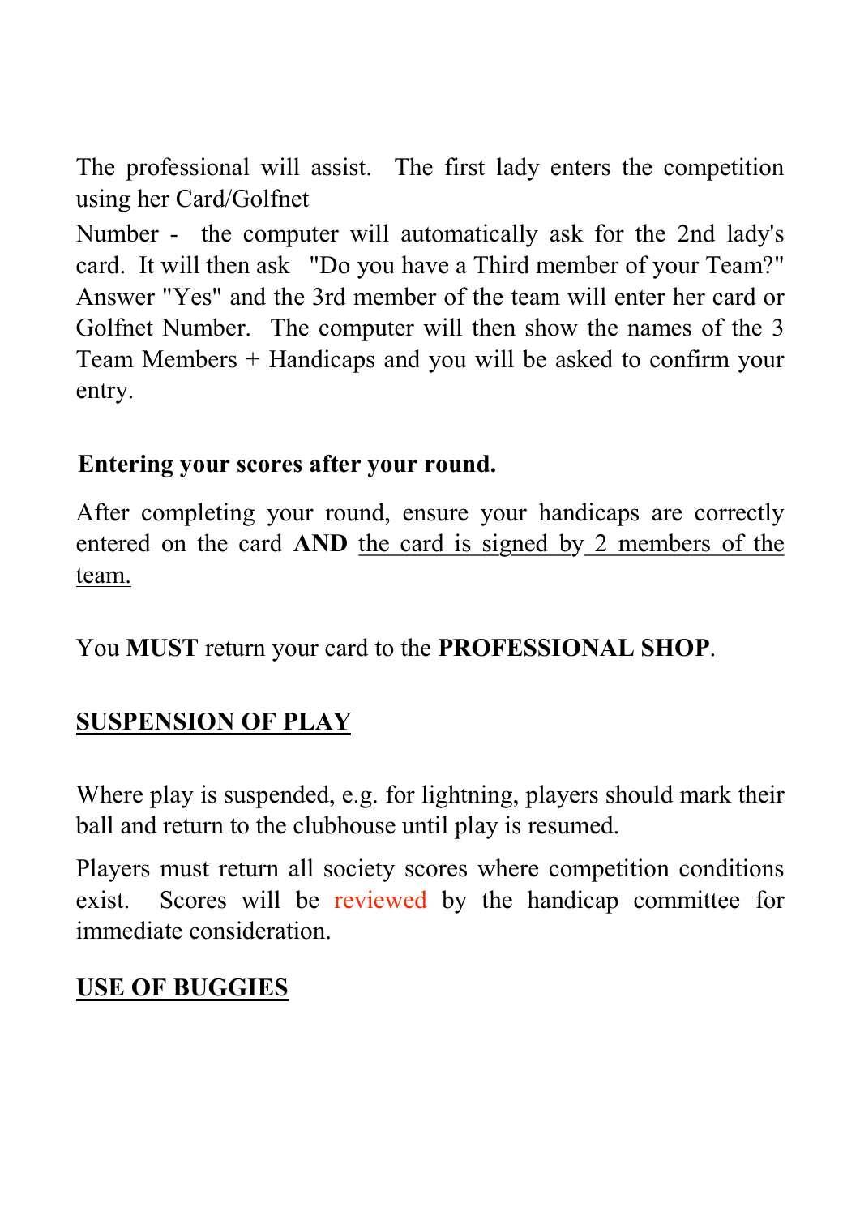The professional will assist. The first lady enters the competition using her Card/Golfnet

Number - the computer will automatically ask for the 2nd lady's card. It will then ask "Do you have a Third member of your Team?" Answer "Yes" and the 3rd member of the team will enter her card or Golfnet Number. The computer will then show the names of the 3 Team Members + Handicaps and you will be asked to confirm your entry.

**Entering your scores after your round.**

After completing your round, ensure your handicaps are correctly entered on the card **AND** the card is signed by 2 members of the team.

You **MUST** return your card to the **PROFESSIONAL SHOP**.

## SUSPENSION OF PLAY

Where play is suspended, e.g. for lightning, players should mark their ball and return to the clubhouse until play is resumed.

Players must return all society scores where competition conditions exist. Scores will be reviewed by the handicap committee for immediate consideration.

## USE OF BUGGIES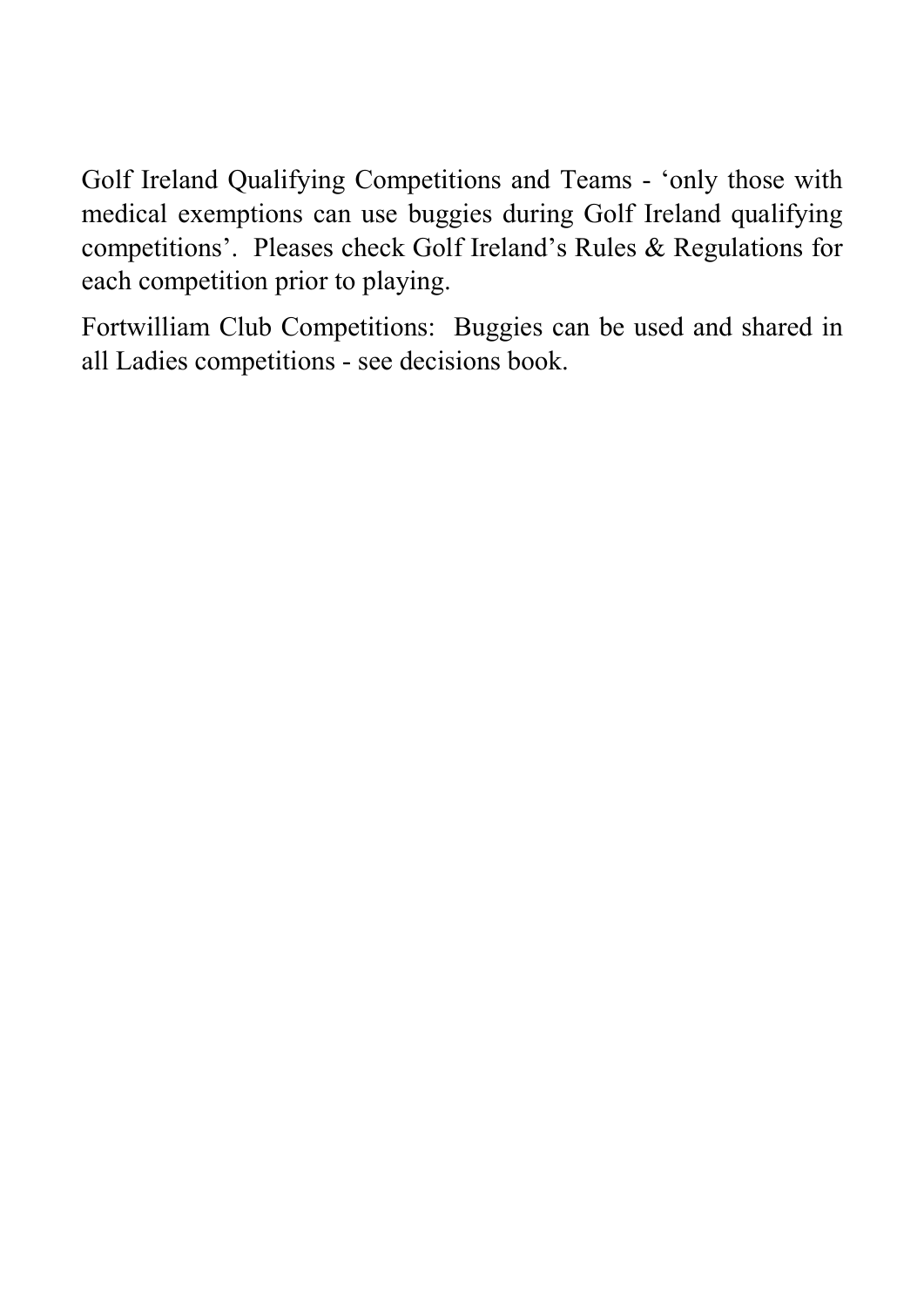Golf Ireland Qualifying Competitions and Teams - 'only those with medical exemptions can use buggies during Golf Ireland qualifying competitions'. Pleases check Golf Ireland's Rules & Regulations for each competition prior to playing.

Fortwilliam Club Competitions: Buggies can be used and shared in all Ladies competitions - see decisions book.